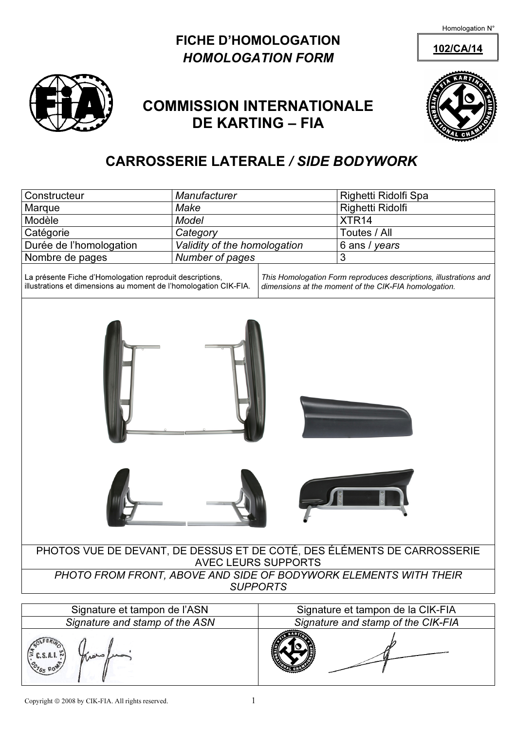Homologation N°

**102/CA/14**

# FICHE D'HOMOLOGATION
## *HOMOLOGATION FORM*

# COMMISSION INTERNATIONALE DE KARTING – FIA

## CARROSSERIE LATERALE / *SIDE BODYWORK*

| Constructeur | *Manufacturer* | Righetti Ridolfi Spa |
|---|---|---|
| Marque | *Make* | Righetti Ridolfi |
| Modèle | *Model* | XTR14 |
| Catégorie | *Category* | Toutes / All |
| Durée de l'homologation | *Validity of the homologation* | 6 ans / *years* |
| Nombre de pages | *Number of pages* | 3 |

| La présente Fiche d'Homologation reproduit descriptions, illustrations et dimensions au moment de l'homologation CIK-FIA. | *This Homologation Form reproduces descriptions, illustrations and dimensions at the moment of the CIK-FIA homologation.* |
|---|---|

PHOTOS VUE DE DEVANT, DE DESSUS ET DE COTÉ, DES ÉLÉMENTS DE CARROSSERIE AVEC LEURS SUPPORTS

*PHOTO FROM FRONT, ABOVE AND SIDE OF BODYWORK ELEMENTS WITH THEIR SUPPORTS*

| Signature et tampon de l'ASN | Signature et tampon de la CIK-FIA |
|---|---|
| *Signature and stamp of the ASN* | *Signature and stamp of the CIK-FIA* |

Copyright © 2008 by CIK-FIA. All rights reserved.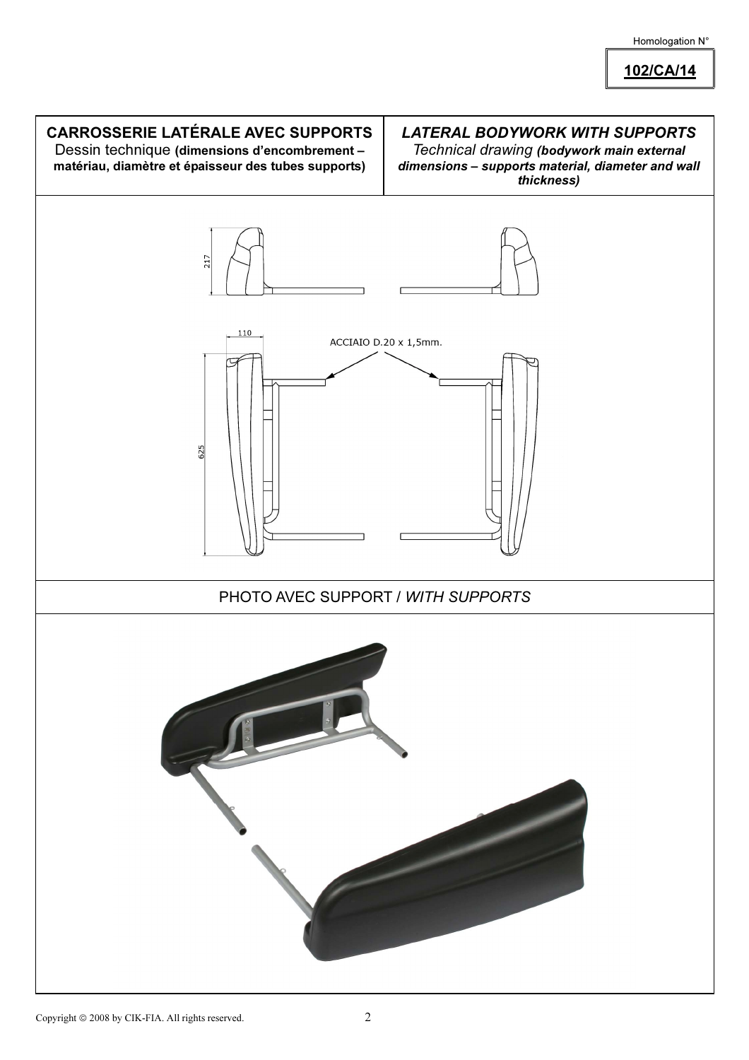Homologation N°

**102/CA/14**

| **CARROSSERIE LATÉRALE AVEC SUPPORTS**<br>Dessin technique **(dimensions d'encombrement – matériau, diamètre et épaisseur des tubes supports)** | ***LATERAL BODYWORK WITH SUPPORTS***<br>*Technical drawing **(bodywork main external dimensions – supports material, diameter and wall thickness)*** |
| --- | --- |

217

110

ACCIAIO D.20 x 1,5mm.

625

PHOTO AVEC SUPPORT / *WITH SUPPORTS*

Copyright © 2008 by CIK-FIA. All rights reserved.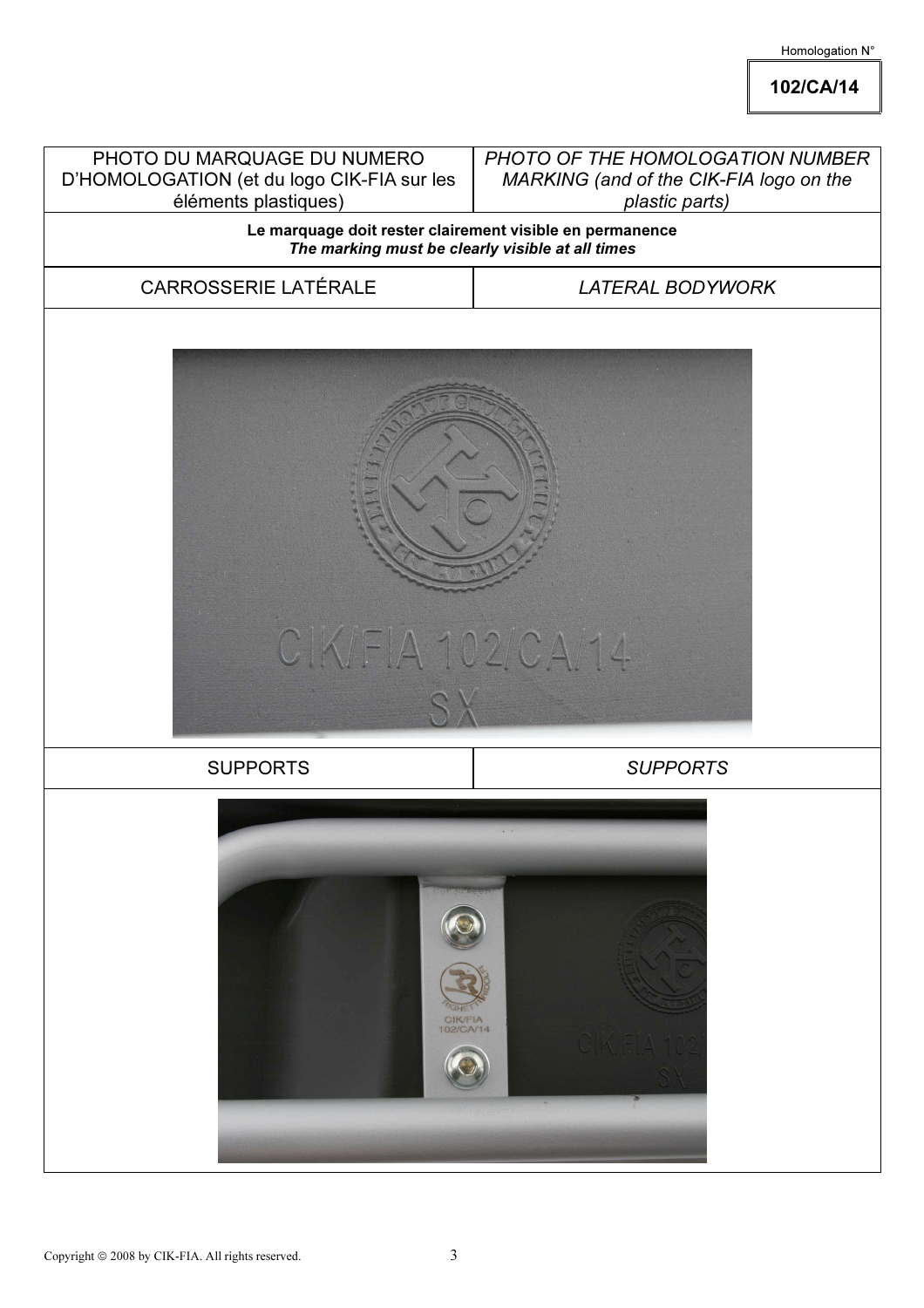Homologation N°

**102/CA/14**

| PHOTO DU MARQUAGE DU NUMERO D'HOMOLOGATION (et du logo CIK-FIA sur les éléments plastiques) | *PHOTO OF THE HOMOLOGATION NUMBER MARKING (and of the CIK-FIA logo on the plastic parts)* |
|---|---|
| **Le marquage doit rester clairement visible en permanence** *The marking must be clearly visible at all times* | |
| CARROSSERIE LATÉRALE | *LATERAL BODYWORK* |
| | |
| SUPPORTS | *SUPPORTS* |
| | |

Copyright © 2008 by CIK-FIA. All rights reserved.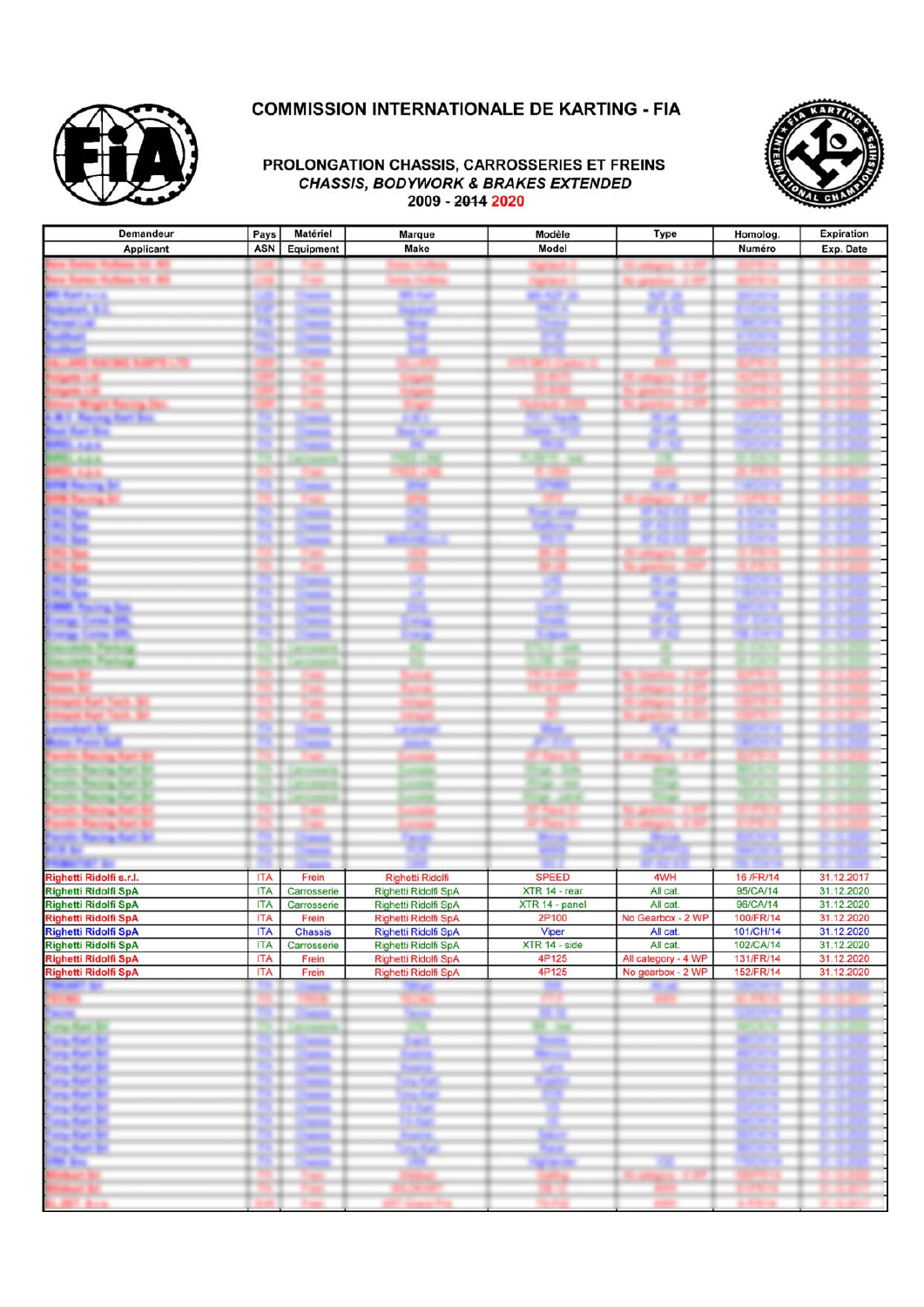# COMMISSION INTERNATIONALE DE KARTING - FIA

## PROLONGATION CHASSIS, CARROSSERIES ET FREINS

### *CHASSIS, BODYWORK & BRAKES EXTENDED*

### 2009 - ~~2014~~ 2020

| Demandeur | Pays | Matériel | Marque | Modèle | Type | Homolog. | Expiration |
|---|---|---|---|---|---|---|---|
| Applicant | ASN | Equipment | Make | Model | | Numéro | Exp. Date |
| Righetti Ridolfi s.r.l. | ITA | Frein | Righetti Ridolfi | SPEED | 4WH | 16 /FR/14 | 31.12.2017 |
| Righetti Ridolfi SpA | ITA | Carrosserie | Righetti Ridolfi SpA | XTR 14 - rear | All cat. | 95/CA/14 | 31.12.2020 |
| Righetti Ridolfi SpA | ITA | Carrosserie | Righetti Ridolfi SpA | XTR 14 - panel | All cat. | 96/CA/14 | 31.12.2020 |
| Righetti Ridolfi SpA | ITA | Frein | Righetti Ridolfi SpA | 2P100 | No Gearbox - 2 WP | 100/FR/14 | 31.12.2020 |
| Righetti Ridolfi SpA | ITA | Chassis | Righetti Ridolfi SpA | Viper | All cat. | 101/CH/14 | 31.12.2020 |
| Righetti Ridolfi SpA | ITA | Carrosserie | Righetti Ridolfi SpA | XTR 14 - side | All cat. | 102/CA/14 | 31.12.2020 |
| Righetti Ridolfi SpA | ITA | Frein | Righetti Ridolfi SpA | 4P125 | All category - 4 WP | 131/FR/14 | 31.12.2020 |
| Righetti Ridolfi SpA | ITA | Frein | Righetti Ridolfi SpA | 4P125 | No gearbox - 2 WP | 152/FR/14 | 31.12.2020 |